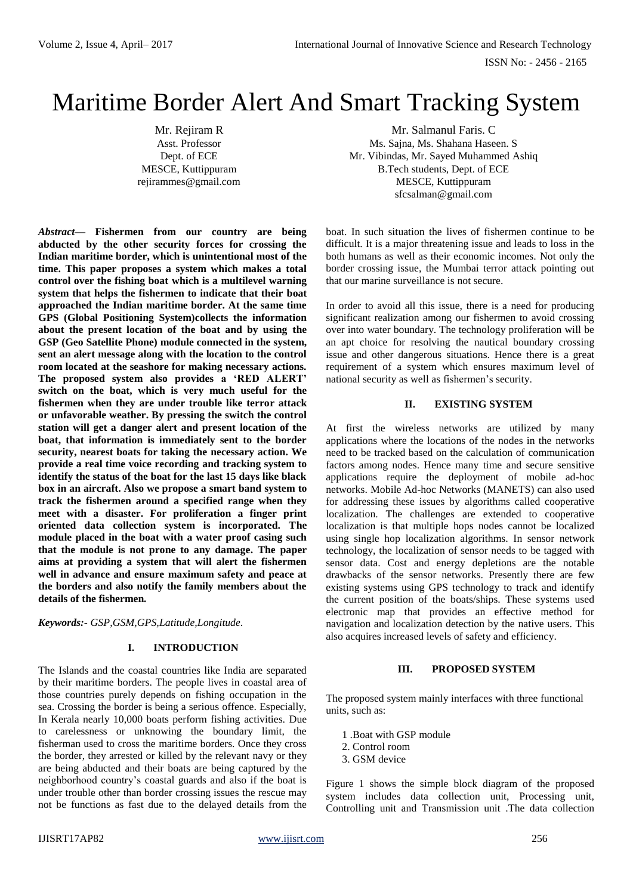# Maritime Border Alert And Smart Tracking System

Mr. Rejiram R
Asst. Professor
Dept. of ECE
MESCE, Kuttippuram
rejirammes@gmail.com

Mr. Salmanul Faris. C
Ms. Sajna, Ms. Shahana Haseen. S
Mr. Vibindas, Mr. Sayed Muhammed Ashiq
B.Tech students, Dept. of ECE
MESCE, Kuttippuram
sfcsalman@gmail.com

***Abstract*— Fishermen from our country are being abducted by the other security forces for crossing the Indian maritime border, which is unintentional most of the time. This paper proposes a system which makes a total control over the fishing boat which is a multilevel warning system that helps the fishermen to indicate that their boat approached the Indian maritime border. At the same time GPS (Global Positioning System)collects the information about the present location of the boat and by using the GSP (Geo Satellite Phone) module connected in the system, sent an alert message along with the location to the control room located at the seashore for making necessary actions. The proposed system also provides a 'RED ALERT' switch on the boat, which is very much useful for the fishermen when they are under trouble like terror attack or unfavorable weather. By pressing the switch the control station will get a danger alert and present location of the boat, that information is immediately sent to the border security, nearest boats for taking the necessary action. We provide a real time voice recording and tracking system to identify the status of the boat for the last 15 days like black box in an aircraft. Also we propose a smart band system to track the fishermen around a specified range when they meet with a disaster. For proliferation a finger print oriented data collection system is incorporated. The module placed in the boat with a water proof casing such that the module is not prone to any damage. The paper aims at providing a system that will alert the fishermen well in advance and ensure maximum safety and peace at the borders and also notify the family members about the details of the fishermen.**

***Keywords:-*** *GSP,GSM,GPS,Latitude,Longitude.*

## I. INTRODUCTION

The Islands and the coastal countries like India are separated by their maritime borders. The people lives in coastal area of those countries purely depends on fishing occupation in the sea. Crossing the border is being a serious offence. Especially, In Kerala nearly 10,000 boats perform fishing activities. Due to carelessness or unknowing the boundary limit, the fisherman used to cross the maritime borders. Once they cross the border, they arrested or killed by the relevant navy or they are being abducted and their boats are being captured by the neighborhood country's coastal guards and also if the boat is under trouble other than border crossing issues the rescue may not be functions as fast due to the delayed details from the boat. In such situation the lives of fishermen continue to be difficult. It is a major threatening issue and leads to loss in the both humans as well as their economic incomes. Not only the border crossing issue, the Mumbai terror attack pointing out that our marine surveillance is not secure.

In order to avoid all this issue, there is a need for producing significant realization among our fishermen to avoid crossing over into water boundary. The technology proliferation will be an apt choice for resolving the nautical boundary crossing issue and other dangerous situations. Hence there is a great requirement of a system which ensures maximum level of national security as well as fishermen's security.

## II. EXISTING SYSTEM

At first the wireless networks are utilized by many applications where the locations of the nodes in the networks need to be tracked based on the calculation of communication factors among nodes. Hence many time and secure sensitive applications require the deployment of mobile ad-hoc networks. Mobile Ad-hoc Networks (MANETS) can also used for addressing these issues by algorithms called cooperative localization. The challenges are extended to cooperative localization is that multiple hops nodes cannot be localized using single hop localization algorithms. In sensor network technology, the localization of sensor needs to be tagged with sensor data. Cost and energy depletions are the notable drawbacks of the sensor networks. Presently there are few existing systems using GPS technology to track and identify the current position of the boats/ships. These systems used electronic map that provides an effective method for navigation and localization detection by the native users. This also acquires increased levels of safety and efficiency.

## III. PROPOSED SYSTEM

The proposed system mainly interfaces with three functional units, such as:

1 .Boat with GSP module
2. Control room
3. GSM device

Figure 1 shows the simple block diagram of the proposed system includes data collection unit, Processing unit, Controlling unit and Transmission unit .The data collection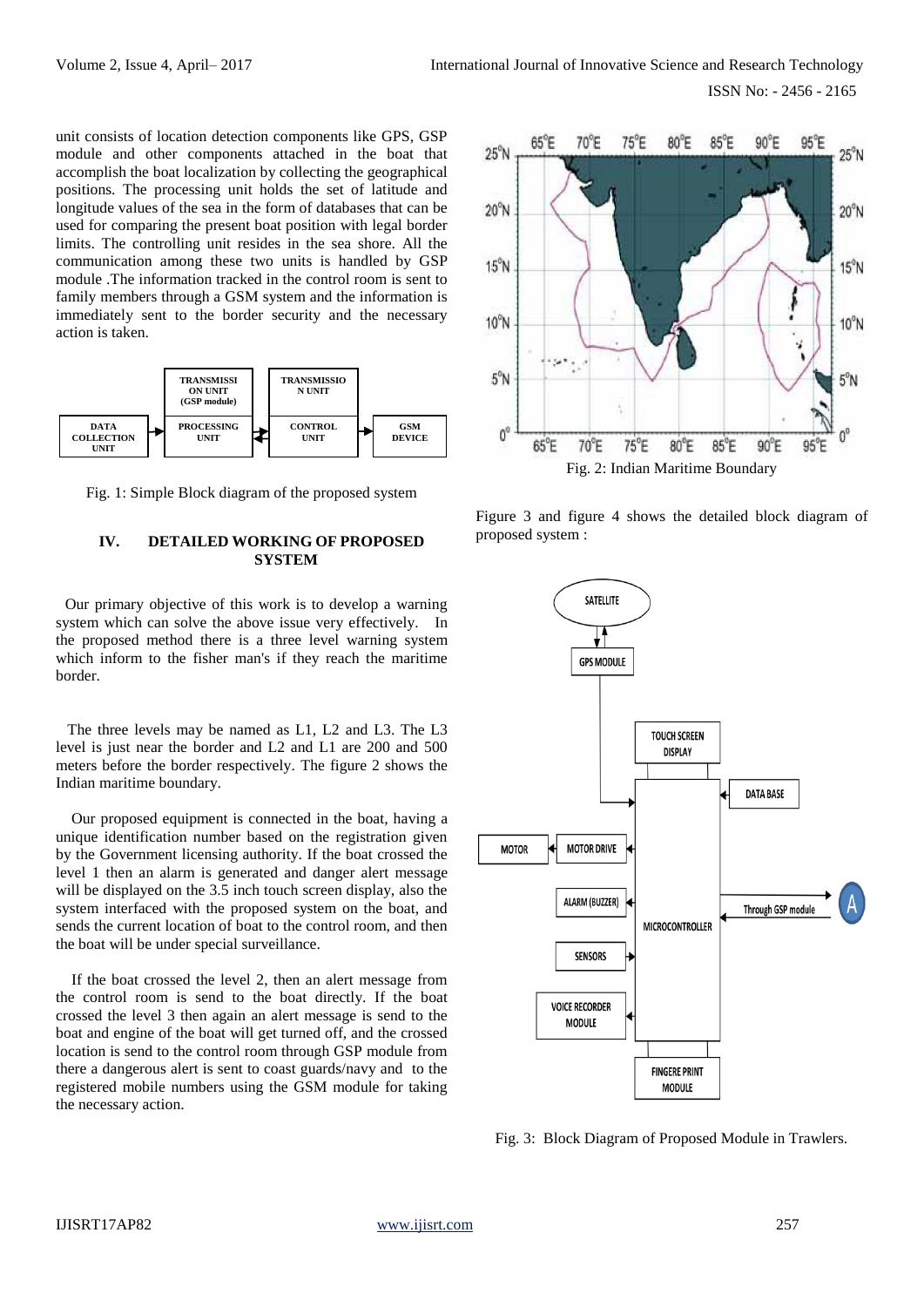unit consists of location detection components like GPS, GSP module and other components attached in the boat that accomplish the boat localization by collecting the geographical positions. The processing unit holds the set of latitude and longitude values of the sea in the form of databases that can be used for comparing the present boat position with legal border limits. The controlling unit resides in the sea shore. All the communication among these two units is handled by GSP module .The information tracked in the control room is sent to family members through a GSM system and the information is immediately sent to the border security and the necessary action is taken.

Fig. 1: Simple Block diagram of the proposed system

## IV. DETAILED WORKING OF PROPOSED SYSTEM

Our primary objective of this work is to develop a warning system which can solve the above issue very effectively. In the proposed method there is a three level warning system which inform to the fisher man's if they reach the maritime border.

The three levels may be named as L1, L2 and L3. The L3 level is just near the border and L2 and L1 are 200 and 500 meters before the border respectively. The figure 2 shows the Indian maritime boundary.

Our proposed equipment is connected in the boat, having a unique identification number based on the registration given by the Government licensing authority. If the boat crossed the level 1 then an alarm is generated and danger alert message will be displayed on the 3.5 inch touch screen display, also the system interfaced with the proposed system on the boat, and sends the current location of boat to the control room, and then the boat will be under special surveillance.

If the boat crossed the level 2, then an alert message from the control room is send to the boat directly. If the boat crossed the level 3 then again an alert message is send to the boat and engine of the boat will get turned off, and the corrected location is send to the control room through GSP module from there a dangerous alert is sent to coast guards/navy and to the registered mobile numbers using the GSM module for taking the necessary action.

Fig. 2: Indian Maritime Boundary

Figure 3 and figure 4 shows the detailed block diagram of proposed system :

Fig. 3: Block Diagram of Proposed Module in Trawlers.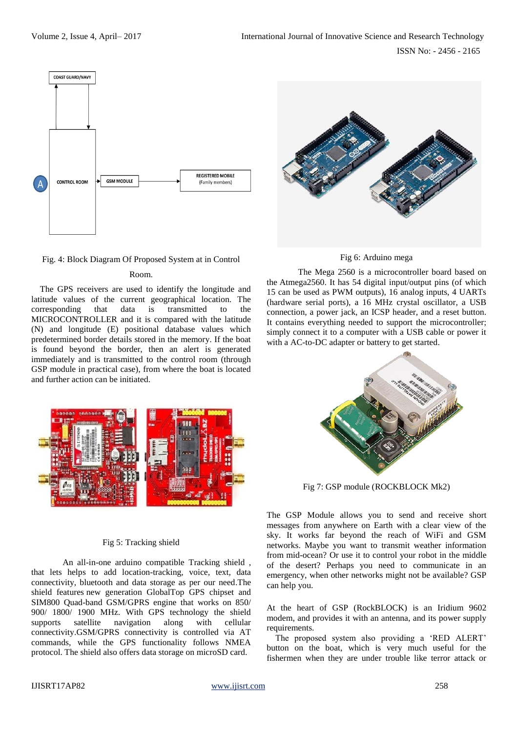Fig. 4: Block Diagram Of Proposed System at in Control Room.

The GPS receivers are used to identify the longitude and latitude values of the current geographical location. The corresponding that data is transmitted to the MICROCONTROLLER and it is compared with the latitude (N) and longitude (E) positional database values which predetermined border details stored in the memory. If the boat is found beyond the border, then an alert is generated immediately and is transmitted to the control room (through GSP module in practical case), from where the boat is located and further action can be initiated.

Fig 5: Tracking shield

An all-in-one arduino compatible Tracking shield , that lets helps to add location-tracking, voice, text, data connectivity, bluetooth and data storage as per our need.The shield features new generation GlobalTop GPS chipset and SIM800 Quad-band GSM/GPRS engine that works on 850/ 900/ 1800/ 1900 MHz. With GPS technology the shield supports satellite navigation along with cellular connectivity.GSM/GPRS connectivity is controlled via AT commands, while the GPS functionality follows NMEA protocol. The shield also offers data storage on microSD card.

Fig 6: Arduino mega

The Mega 2560 is a microcontroller board based on the Atmega2560. It has 54 digital input/output pins (of which 15 can be used as PWM outputs), 16 analog inputs, 4 UARTs (hardware serial ports), a 16 MHz crystal oscillator, a USB connection, a power jack, an ICSP header, and a reset button. It contains everything needed to support the microcontroller; simply connect it to a computer with a USB cable or power it with a AC-to-DC adapter or battery to get started.

Fig 7: GSP module (ROCKBLOCK Mk2)

The GSP Module allows you to send and receive short messages from anywhere on Earth with a clear view of the sky. It works far beyond the reach of WiFi and GSM networks. Maybe you want to transmit weather information from mid-ocean? Or use it to control your robot in the middle of the desert? Perhaps you need to communicate in an emergency, when other networks might not be available? GSP can help you.

At the heart of GSP (RockBLOCK) is an Iridium 9602 modem, and provides it with an antenna, and its power supply requirements.

The proposed system also providing a 'RED ALERT' button on the boat, which is very much useful for the fishermen when they are under trouble like terror attack or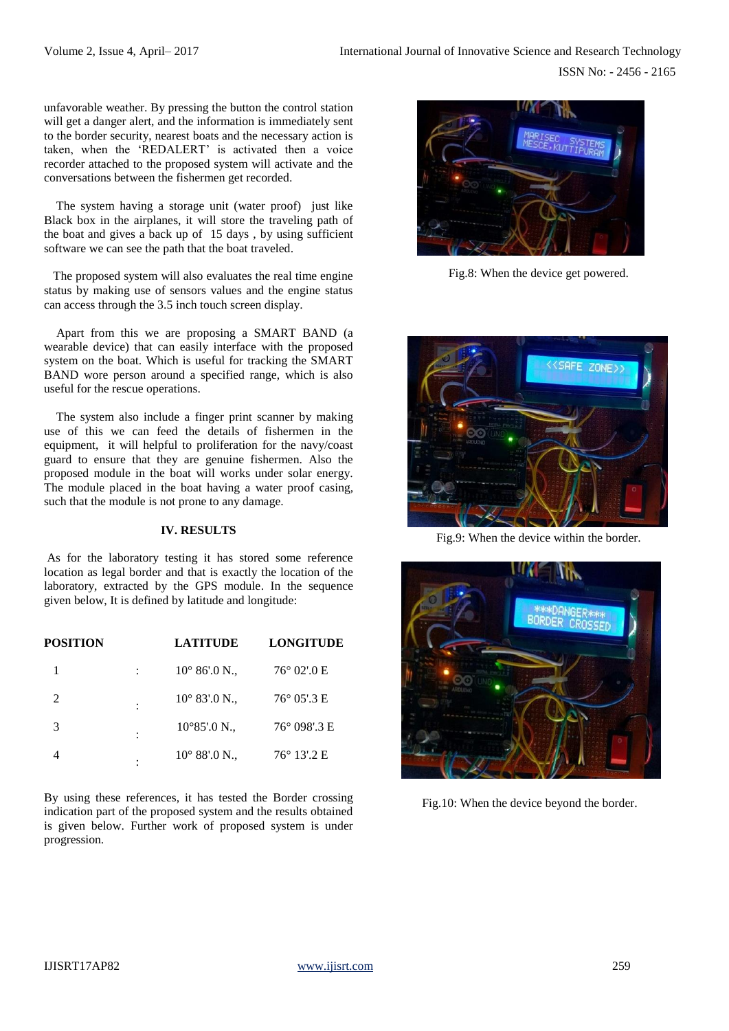unfavorable weather. By pressing the button the control station will get a danger alert, and the information is immediately sent to the border security, nearest boats and the necessary action is taken, when the 'REDALERT' is activated then a voice recorder attached to the proposed system will activate and the conversations between the fishermen get recorded.

The system having a storage unit (water proof) just like Black box in the airplanes, it will store the traveling path of the boat and gives a back up of 15 days , by using sufficient software we can see the path that the boat traveled.

The proposed system will also evaluates the real time engine status by making use of sensors values and the engine status can access through the 3.5 inch touch screen display.

Apart from this we are proposing a SMART BAND (a wearable device) that can easily interface with the proposed system on the boat. Which is useful for tracking the SMART BAND wore person around a specified range, which is also useful for the rescue operations.

The system also include a finger print scanner by making use of this we can feed the details of fishermen in the equipment, it will helpful to proliferation for the navy/coast guard to ensure that they are genuine fishermen. Also the proposed module in the boat will works under solar energy. The module placed in the boat having a water proof casing, such that the module is not prone to any damage.

## IV. RESULTS

As for the laboratory testing it has stored some reference location as legal border and that is exactly the location of the laboratory, extracted by the GPS module. In the sequence given below, It is defined by latitude and longitude:

| POSITION | | LATITUDE | LONGITUDE |
|---|---|---|---|
| 1 | : | 10° 86'.0 N., | 76° 02'.0 E |
| 2 | : | 10° 83'.0 N., | 76° 05'.3 E |
| 3 | : | 10°85'.0 N., | 76° 098'.3 E |
| 4 | : | 10° 88'.0 N., | 76° 13'.2 E |

By using these references, it has tested the Border crossing indication part of the proposed system and the results obtained is given below. Further work of proposed system is under progression.

Fig.8: When the device get powered.

Fig.9: When the device within the border.

Fig.10: When the device beyond the border.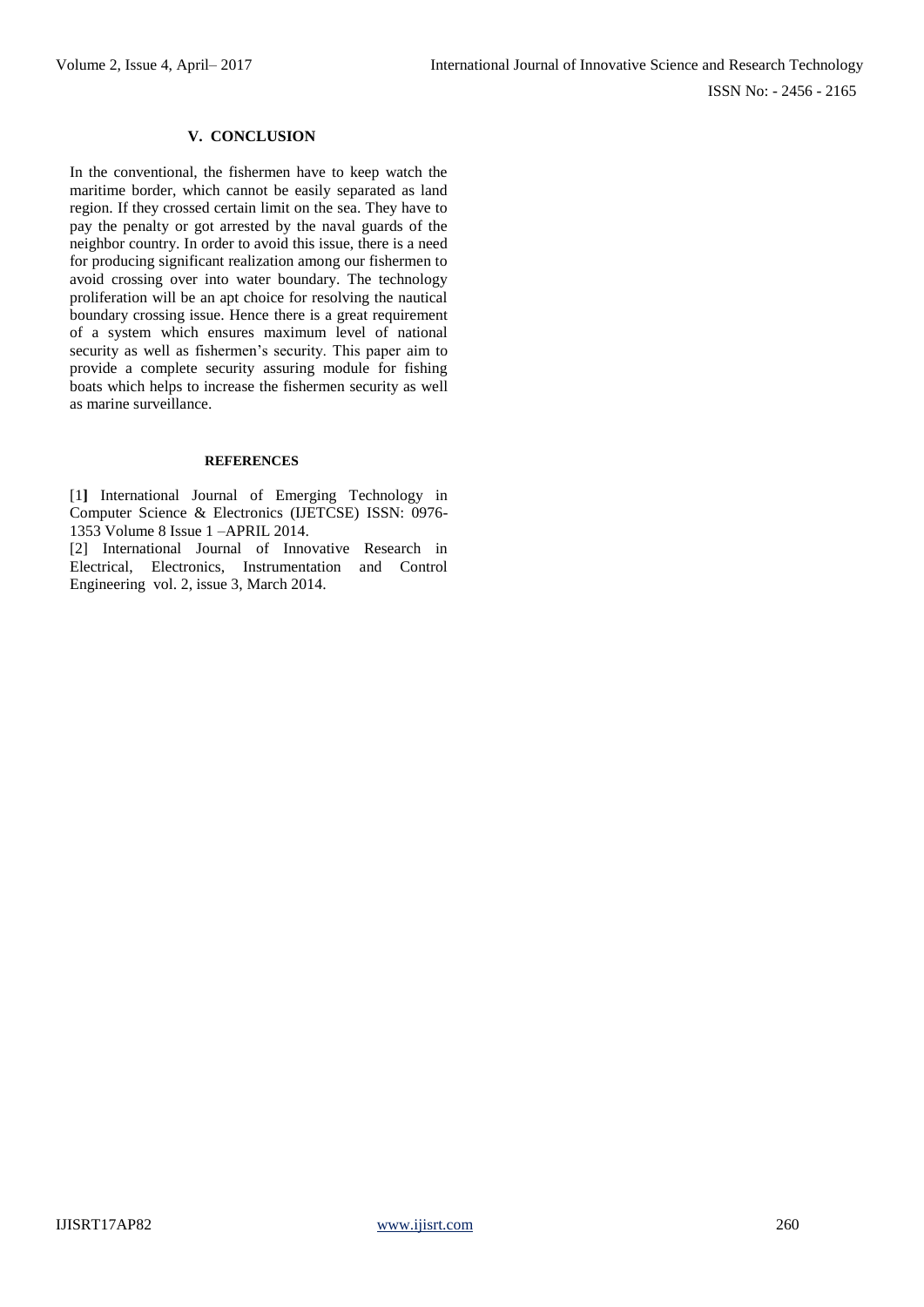## V. CONCLUSION

In the conventional, the fishermen have to keep watch the maritime border, which cannot be easily separated as land region. If they crossed certain limit on the sea. They have to pay the penalty or got arrested by the naval guards of the neighbor country. In order to avoid this issue, there is a need for producing significant realization among our fishermen to avoid crossing over into water boundary. The technology proliferation will be an apt choice for resolving the nautical boundary crossing issue. Hence there is a great requirement of a system which ensures maximum level of national security as well as fishermen's security. This paper aim to provide a complete security assuring module for fishing boats which helps to increase the fishermen security as well as marine surveillance.

## REFERENCES

[1] International Journal of Emerging Technology in Computer Science & Electronics (IJETCSE) ISSN: 0976-1353 Volume 8 Issue 1 –APRIL 2014.

[2] International Journal of Innovative Research in Electrical, Electronics, Instrumentation and Control Engineering vol. 2, issue 3, March 2014.